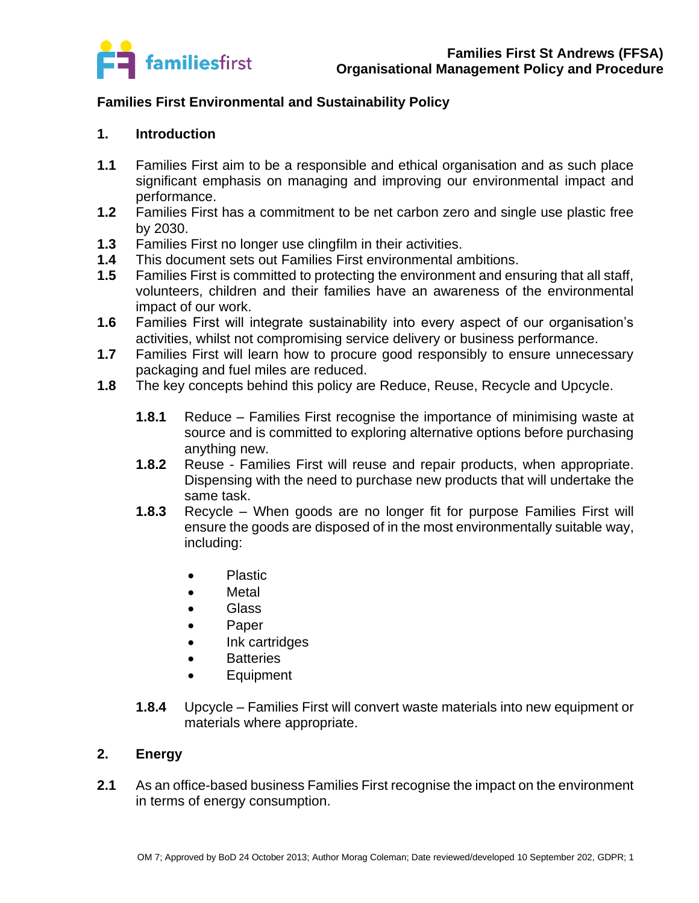Families First St Andrews (FFSA)
Organisational Management Policy and Procedure

## Families First Environmental and Sustainability Policy

### 1. Introduction

**1.1** Families First aim to be a responsible and ethical organisation and as such place significant emphasis on managing and improving our environmental impact and performance.

**1.2** Families First has a commitment to be net carbon zero and single use plastic free by 2030.

**1.3** Families First no longer use clingfilm in their activities.

**1.4** This document sets out Families First environmental ambitions.

**1.5** Families First is committed to protecting the environment and ensuring that all staff, volunteers, children and their families have an awareness of the environmental impact of our work.

**1.6** Families First will integrate sustainability into every aspect of our organisation's activities, whilst not compromising service delivery or business performance.

**1.7** Families First will learn how to procure good responsibly to ensure unnecessary packaging and fuel miles are reduced.

**1.8** The key concepts behind this policy are Reduce, Reuse, Recycle and Upcycle.

**1.8.1** Reduce – Families First recognise the importance of minimising waste at source and is committed to exploring alternative options before purchasing anything new.

**1.8.2** Reuse - Families First will reuse and repair products, when appropriate. Dispensing with the need to purchase new products that will undertake the same task.

**1.8.3** Recycle – When goods are no longer fit for purpose Families First will ensure the goods are disposed of in the most environmentally suitable way, including:

- Plastic
- Metal
- Glass
- Paper
- Ink cartridges
- Batteries
- Equipment

**1.8.4** Upcycle – Families First will convert waste materials into new equipment or materials where appropriate.

### 2. Energy

**2.1** As an office-based business Families First recognise the impact on the environment in terms of energy consumption.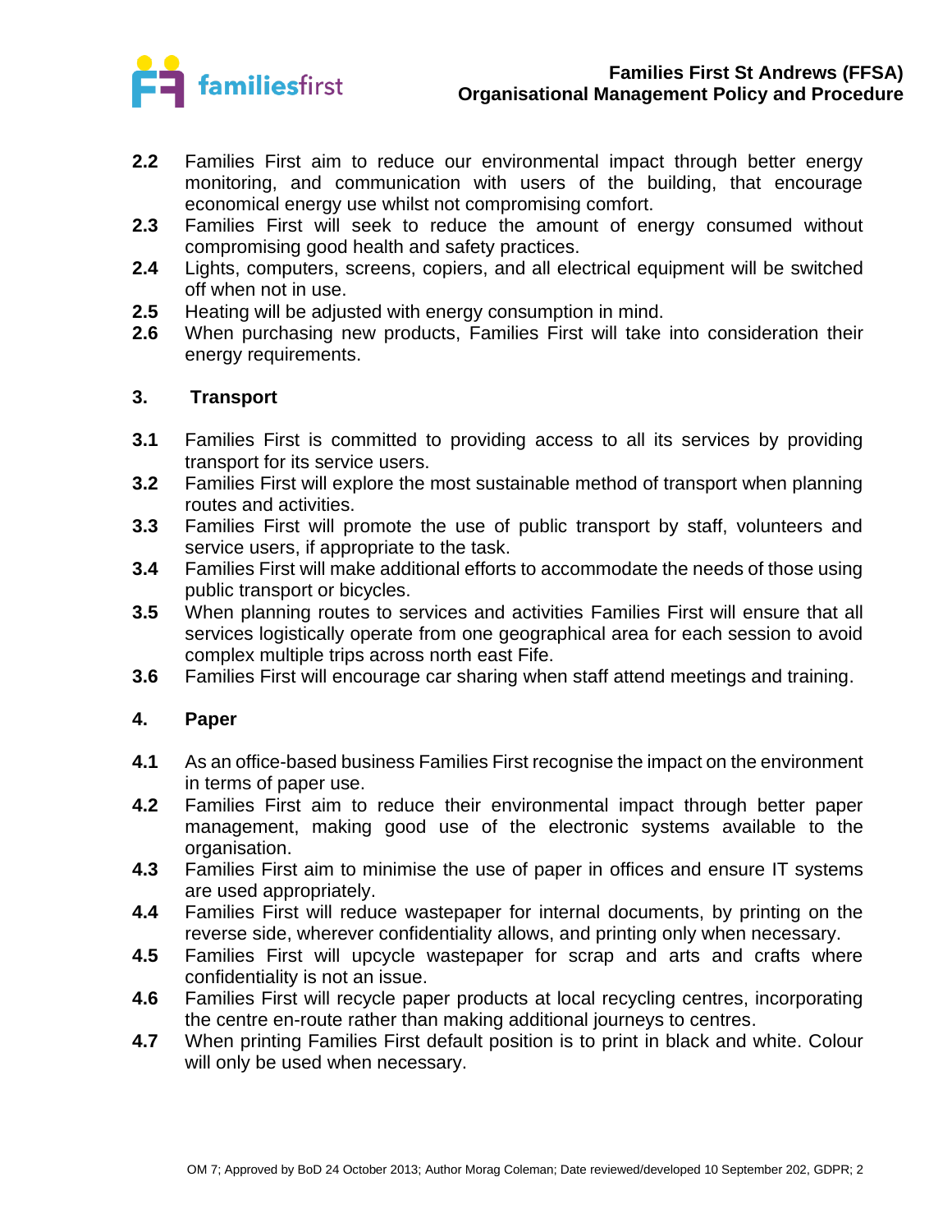**2.2** Families First aim to reduce our environmental impact through better energy monitoring, and communication with users of the building, that encourage economical energy use whilst not compromising comfort.

**2.3** Families First will seek to reduce the amount of energy consumed without compromising good health and safety practices.

**2.4** Lights, computers, screens, copiers, and all electrical equipment will be switched off when not in use.

**2.5** Heating will be adjusted with energy consumption in mind.

**2.6** When purchasing new products, Families First will take into consideration their energy requirements.

## 3. Transport

**3.1** Families First is committed to providing access to all its services by providing transport for its service users.

**3.2** Families First will explore the most sustainable method of transport when planning routes and activities.

**3.3** Families First will promote the use of public transport by staff, volunteers and service users, if appropriate to the task.

**3.4** Families First will make additional efforts to accommodate the needs of those using public transport or bicycles.

**3.5** When planning routes to services and activities Families First will ensure that all services logistically operate from one geographical area for each session to avoid complex multiple trips across north east Fife.

**3.6** Families First will encourage car sharing when staff attend meetings and training.

## 4. Paper

**4.1** As an office-based business Families First recognise the impact on the environment in terms of paper use.

**4.2** Families First aim to reduce their environmental impact through better paper management, making good use of the electronic systems available to the organisation.

**4.3** Families First aim to minimise the use of paper in offices and ensure IT systems are used appropriately.

**4.4** Families First will reduce wastepaper for internal documents, by printing on the reverse side, wherever confidentiality allows, and printing only when necessary.

**4.5** Families First will upcycle wastepaper for scrap and arts and crafts where confidentiality is not an issue.

**4.6** Families First will recycle paper products at local recycling centres, incorporating the centre en-route rather than making additional journeys to centres.

**4.7** When printing Families First default position is to print in black and white. Colour will only be used when necessary.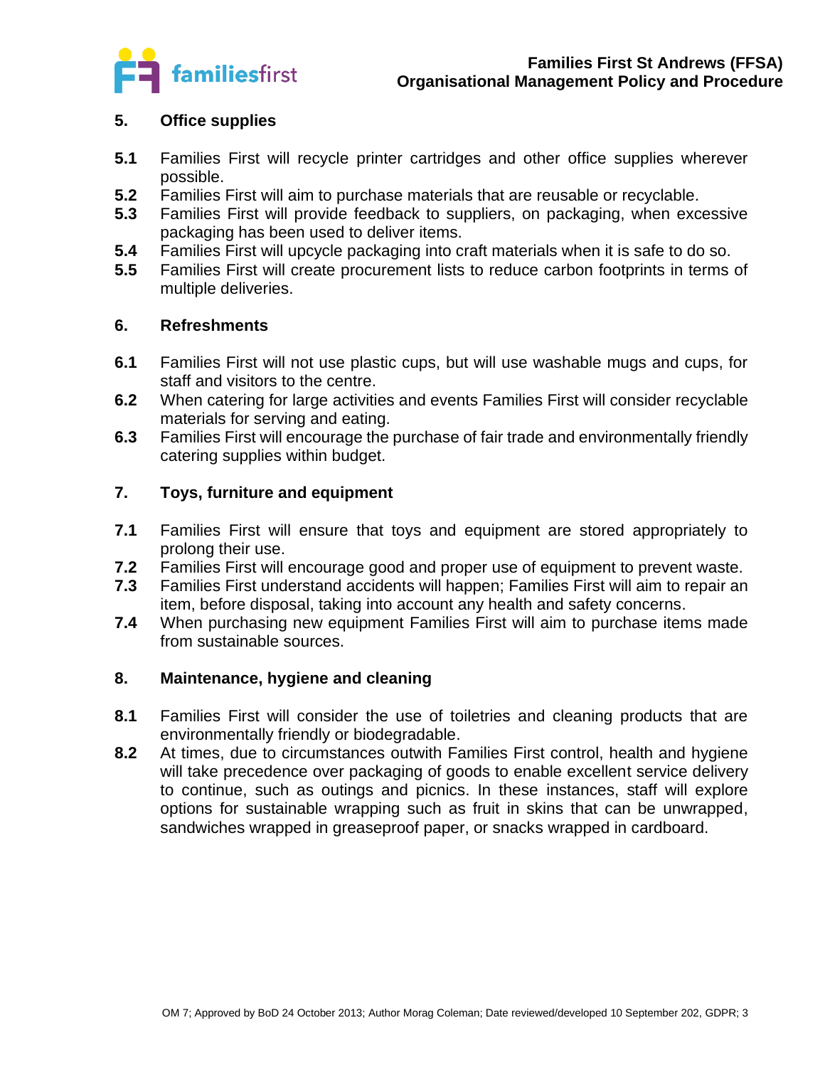## 5. Office supplies

**5.1** Families First will recycle printer cartridges and other office supplies wherever possible.
**5.2** Families First will aim to purchase materials that are reusable or recyclable.
**5.3** Families First will provide feedback to suppliers, on packaging, when excessive packaging has been used to deliver items.
**5.4** Families First will upcycle packaging into craft materials when it is safe to do so.
**5.5** Families First will create procurement lists to reduce carbon footprints in terms of multiple deliveries.

## 6. Refreshments

**6.1** Families First will not use plastic cups, but will use washable mugs and cups, for staff and visitors to the centre.
**6.2** When catering for large activities and events Families First will consider recyclable materials for serving and eating.
**6.3** Families First will encourage the purchase of fair trade and environmentally friendly catering supplies within budget.

## 7. Toys, furniture and equipment

**7.1** Families First will ensure that toys and equipment are stored appropriately to prolong their use.
**7.2** Families First will encourage good and proper use of equipment to prevent waste.
**7.3** Families First understand accidents will happen; Families First will aim to repair an item, before disposal, taking into account any health and safety concerns.
**7.4** When purchasing new equipment Families First will aim to purchase items made from sustainable sources.

## 8. Maintenance, hygiene and cleaning

**8.1** Families First will consider the use of toiletries and cleaning products that are environmentally friendly or biodegradable.
**8.2** At times, due to circumstances outwith Families First control, health and hygiene will take precedence over packaging of goods to enable excellent service delivery to continue, such as outings and picnics. In these instances, staff will explore options for sustainable wrapping such as fruit in skins that can be unwrapped, sandwiches wrapped in greaseproof paper, or snacks wrapped in cardboard.